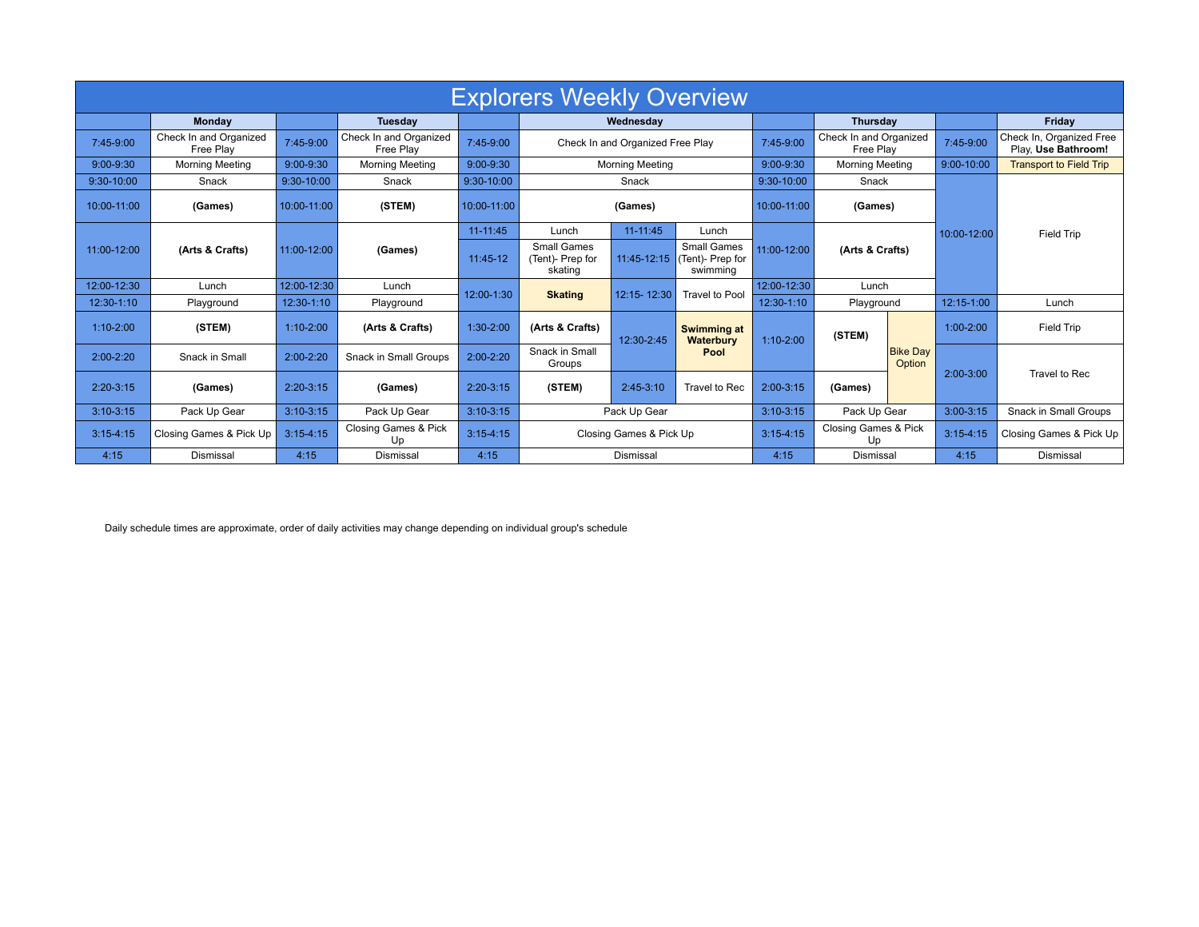# Explorers Weekly Overview

| | Monday | | Tuesday | | Wednesday | | | | Thursday | | | Friday |
|---|---|---|---|---|---|---|---|---|---|---|---|---|
| 7:45-9:00 | Check In and Organized Free Play | 7:45-9:00 | Check In and Organized Free Play | 7:45-9:00 | Check In and Organized Free Play | | | 7:45-9:00 | Check In and Organized Free Play | | 7:45-9:00 | Check In, Organized Free Play, **Use Bathroom!** |
| 9:00-9:30 | Morning Meeting | 9:00-9:30 | Morning Meeting | 9:00-9:30 | Morning Meeting | | | 9:00-9:30 | Morning Meeting | | 9:00-10:00 | Transport to Field Trip |
| 9:30-10:00 | Snack | 9:30-10:00 | Snack | 9:30-10:00 | Snack | | | 9:30-10:00 | Snack | | 10:00-12:00 | Field Trip |
| 10:00-11:00 | **(Games)** | 10:00-11:00 | **(STEM)** | 10:00-11:00 | **(Games)** | | | 10:00-11:00 | **(Games)** | | | |
| 11:00-12:00 | **(Arts & Crafts)** | 11:00-12:00 | **(Games)** | 11-11:45 | Lunch | 11-11:45 | Lunch | 11:00-12:00 | **(Arts & Crafts)** | | | |
| | | | | 11:45-12 | Small Games (Tent)- Prep for skating | 11:45-12:15 | Small Games (Tent)- Prep for swimming | | | | | |
| 12:00-12:30 | Lunch | 12:00-12:30 | Lunch | 12:00-1:30 | **Skating** | 12:15- 12:30 | Travel to Pool | 12:00-12:30 | Lunch | | | |
| 12:30-1:10 | Playground | 12:30-1:10 | Playground | | | | | 12:30-1:10 | Playground | | 12:15-1:00 | Lunch |
| 1:10-2:00 | **(STEM)** | 1:10-2:00 | **(Arts & Crafts)** | 1:30-2:00 | **(Arts & Crafts)** | 12:30-2:45 | **Swimming at Waterbury Pool** | 1:10-2:00 | **(STEM)** | Bike Day Option | 1:00-2:00 | Field Trip |
| 2:00-2:20 | Snack in Small | 2:00-2:20 | Snack in Small Groups | 2:00-2:20 | Snack in Small Groups | | | | | | 2:00-3:00 | Travel to Rec |
| 2:20-3:15 | **(Games)** | 2:20-3:15 | **(Games)** | 2:20-3:15 | **(STEM)** | 2:45-3:10 | Travel to Rec | 2:00-3:15 | **(Games)** | | | |
| 3:10-3:15 | Pack Up Gear | 3:10-3:15 | Pack Up Gear | 3:10-3:15 | Pack Up Gear | | | 3:10-3:15 | Pack Up Gear | | 3:00-3:15 | Snack in Small Groups |
| 3:15-4:15 | Closing Games & Pick Up | 3:15-4:15 | Closing Games & Pick Up | 3:15-4:15 | Closing Games & Pick Up | | | 3:15-4:15 | Closing Games & Pick Up | | 3:15-4:15 | Closing Games & Pick Up |
| 4:15 | Dismissal | 4:15 | Dismissal | 4:15 | Dismissal | | | 4:15 | Dismissal | | 4:15 | Dismissal |

Daily schedule times are approximate, order of daily activities may change depending on individual group's schedule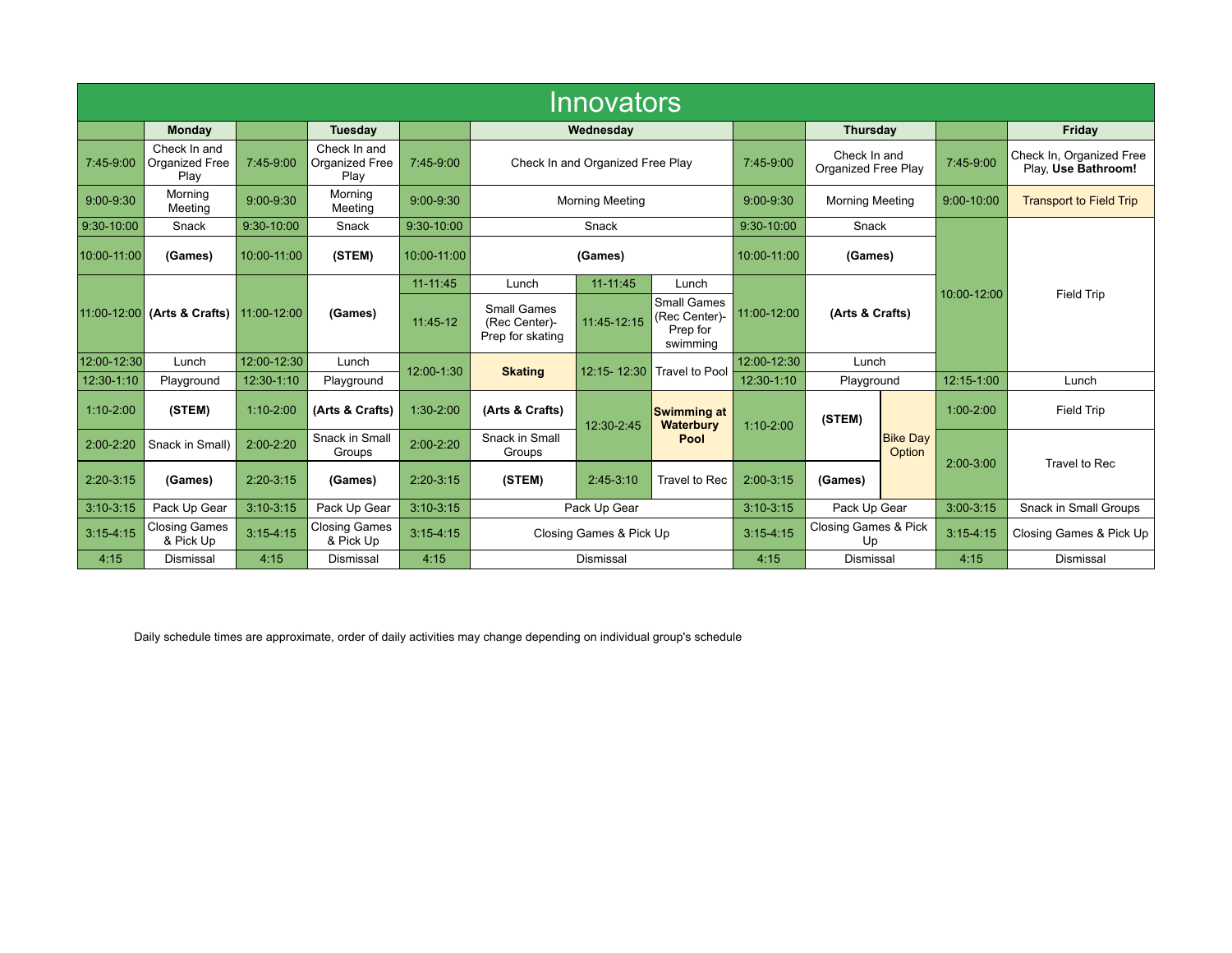# Innovators

| | Monday | | Tuesday | | Wednesday | | | | Thursday | | | Friday |
|---|---|---|---|---|---|---|---|---|---|---|---|---|
| 7:45-9:00 | Check In and Organized Free Play | 7:45-9:00 | Check In and Organized Free Play | 7:45-9:00 | Check In and Organized Free Play | | | 7:45-9:00 | Check In and Organized Free Play | | 7:45-9:00 | Check In, Organized Free Play, **Use Bathroom!** |
| 9:00-9:30 | Morning Meeting | 9:00-9:30 | Morning Meeting | 9:00-9:30 | Morning Meeting | | | 9:00-9:30 | Morning Meeting | | 9:00-10:00 | Transport to Field Trip |
| 9:30-10:00 | Snack | 9:30-10:00 | Snack | 9:30-10:00 | Snack | | | 9:30-10:00 | Snack | | 10:00-12:00 | Field Trip |
| 10:00-11:00 | **(Games)** | 10:00-11:00 | **(STEM)** | 10:00-11:00 | **(Games)** | | | 10:00-11:00 | **(Games)** | | | |
| 11:00-12:00 | **(Arts & Crafts)** | 11:00-12:00 | **(Games)** | 11-11:45 | Lunch | 11-11:45 | Lunch | 11:00-12:00 | **(Arts & Crafts)** | | | |
| | | | | 11:45-12 | Small Games (Rec Center)- Prep for skating | 11:45-12:15 | Small Games (Rec Center)- Prep for swimming | | | | | |
| 12:00-12:30 | Lunch | 12:00-12:30 | Lunch | 12:00-1:30 | **Skating** | 12:15- 12:30 | Travel to Pool | 12:00-12:30 | Lunch | | | |
| 12:30-1:10 | Playground | 12:30-1:10 | Playground | | | | | 12:30-1:10 | Playground | | 12:15-1:00 | Lunch |
| 1:10-2:00 | **(STEM)** | 1:10-2:00 | **(Arts & Crafts)** | 1:30-2:00 | **(Arts & Crafts)** | 12:30-2:45 | **Swimming at Waterbury Pool** | 1:10-2:00 | **(STEM)** | Bike Day Option | 1:00-2:00 | Field Trip |
| 2:00-2:20 | Snack in Small) | 2:00-2:20 | Snack in Small Groups | 2:00-2:20 | Snack in Small Groups | | | | | | 2:00-3:00 | Travel to Rec |
| 2:20-3:15 | **(Games)** | 2:20-3:15 | **(Games)** | 2:20-3:15 | **(STEM)** | 2:45-3:10 | Travel to Rec | 2:00-3:15 | **(Games)** | | | |
| 3:10-3:15 | Pack Up Gear | 3:10-3:15 | Pack Up Gear | 3:10-3:15 | Pack Up Gear | | | 3:10-3:15 | Pack Up Gear | | 3:00-3:15 | Snack in Small Groups |
| 3:15-4:15 | Closing Games & Pick Up | 3:15-4:15 | Closing Games & Pick Up | 3:15-4:15 | Closing Games & Pick Up | | | 3:15-4:15 | Closing Games & Pick Up | | 3:15-4:15 | Closing Games & Pick Up |
| 4:15 | Dismissal | 4:15 | Dismissal | 4:15 | Dismissal | | | 4:15 | Dismissal | | 4:15 | Dismissal |

Daily schedule times are approximate, order of daily activities may change depending on individual group's schedule